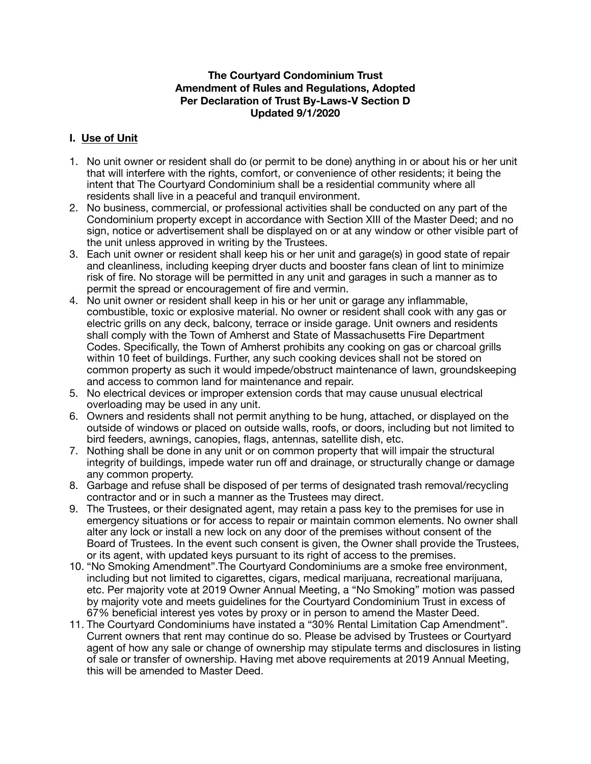**The Courtyard Condominium Trust**
**Amendment of Rules and Regulations, Adopted**
**Per Declaration of Trust By-Laws-V Section D**
**Updated 9/1/2020**

## I. Use of Unit

1. No unit owner or resident shall do (or permit to be done) anything in or about his or her unit that will interfere with the rights, comfort, or convenience of other residents; it being the intent that The Courtyard Condominium shall be a residential community where all residents shall live in a peaceful and tranquil environment.
2. No business, commercial, or professional activities shall be conducted on any part of the Condominium property except in accordance with Section XIII of the Master Deed; and no sign, notice or advertisement shall be displayed on or at any window or other visible part of the unit unless approved in writing by the Trustees.
3. Each unit owner or resident shall keep his or her unit and garage(s) in good state of repair and cleanliness, including keeping dryer ducts and booster fans clean of lint to minimize risk of fire. No storage will be permitted in any unit and garages in such a manner as to permit the spread or encouragement of fire and vermin.
4. No unit owner or resident shall keep in his or her unit or garage any inflammable, combustible, toxic or explosive material. No owner or resident shall cook with any gas or electric grills on any deck, balcony, terrace or inside garage. Unit owners and residents shall comply with the Town of Amherst and State of Massachusetts Fire Department Codes. Specifically, the Town of Amherst prohibits any cooking on gas or charcoal grills within 10 feet of buildings. Further, any such cooking devices shall not be stored on common property as such it would impede/obstruct maintenance of lawn, groundskeeping and access to common land for maintenance and repair.
5. No electrical devices or improper extension cords that may cause unusual electrical overloading may be used in any unit.
6. Owners and residents shall not permit anything to be hung, attached, or displayed on the outside of windows or placed on outside walls, roofs, or doors, including but not limited to bird feeders, awnings, canopies, flags, antennas, satellite dish, etc.
7. Nothing shall be done in any unit or on common property that will impair the structural integrity of buildings, impede water run off and drainage, or structurally change or damage any common property.
8. Garbage and refuse shall be disposed of per terms of designated trash removal/recycling contractor and or in such a manner as the Trustees may direct.
9. The Trustees, or their designated agent, may retain a pass key to the premises for use in emergency situations or for access to repair or maintain common elements. No owner shall alter any lock or install a new lock on any door of the premises without consent of the Board of Trustees. In the event such consent is given, the Owner shall provide the Trustees, or its agent, with updated keys pursuant to its right of access to the premises.
10. "No Smoking Amendment".The Courtyard Condominiums are a smoke free environment, including but not limited to cigarettes, cigars, medical marijuana, recreational marijuana, etc. Per majority vote at 2019 Owner Annual Meeting, a "No Smoking" motion was passed by majority vote and meets guidelines for the Courtyard Condominium Trust in excess of 67% beneficial interest yes votes by proxy or in person to amend the Master Deed.
11. The Courtyard Condominiums have instated a "30% Rental Limitation Cap Amendment". Current owners that rent may continue do so. Please be advised by Trustees or Courtyard agent of how any sale or change of ownership may stipulate terms and disclosures in listing of sale or transfer of ownership. Having met above requirements at 2019 Annual Meeting, this will be amended to Master Deed.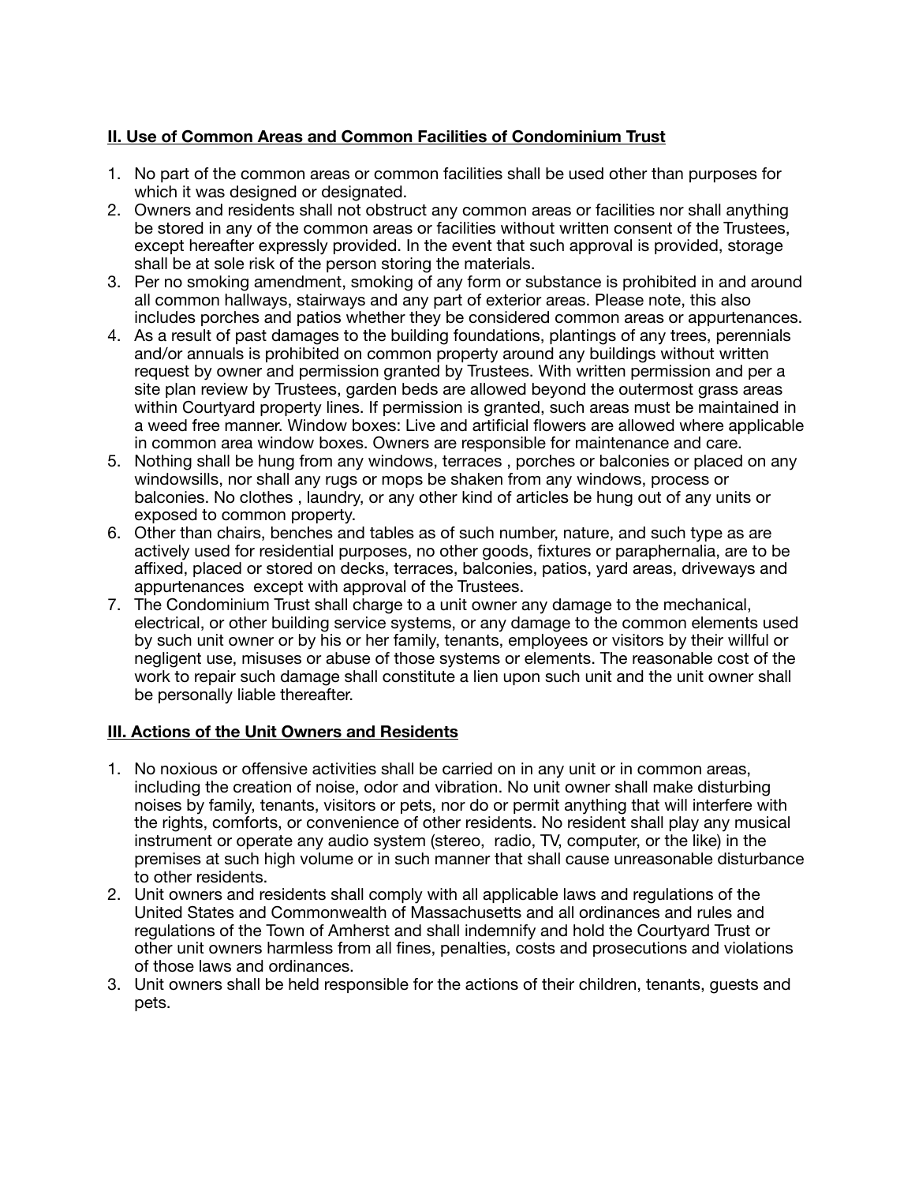**II. Use of Common Areas and Common Facilities of Condominium Trust**

1. No part of the common areas or common facilities shall be used other than purposes for which it was designed or designated.
2. Owners and residents shall not obstruct any common areas or facilities nor shall anything be stored in any of the common areas or facilities without written consent of the Trustees, except hereafter expressly provided. In the event that such approval is provided, storage shall be at sole risk of the person storing the materials.
3. Per no smoking amendment, smoking of any form or substance is prohibited in and around all common hallways, stairways and any part of exterior areas. Please note, this also includes porches and patios whether they be considered common areas or appurtenances.
4. As a result of past damages to the building foundations, plantings of any trees, perennials and/or annuals is prohibited on common property around any buildings without written request by owner and permission granted by Trustees. With written permission and per a site plan review by Trustees, garden beds are allowed beyond the outermost grass areas within Courtyard property lines. If permission is granted, such areas must be maintained in a weed free manner. Window boxes: Live and artificial flowers are allowed where applicable in common area window boxes. Owners are responsible for maintenance and care.
5. Nothing shall be hung from any windows, terraces , porches or balconies or placed on any windowsills, nor shall any rugs or mops be shaken from any windows, process or balconies. No clothes , laundry, or any other kind of articles be hung out of any units or exposed to common property.
6. Other than chairs, benches and tables as of such number, nature, and such type as are actively used for residential purposes, no other goods, fixtures or paraphernalia, are to be affixed, placed or stored on decks, terraces, balconies, patios, yard areas, driveways and appurtenances  except with approval of the Trustees.
7. The Condominium Trust shall charge to a unit owner any damage to the mechanical, electrical, or other building service systems, or any damage to the common elements used by such unit owner or by his or her family, tenants, employees or visitors by their willful or negligent use, misuses or abuse of those systems or elements. The reasonable cost of the work to repair such damage shall constitute a lien upon such unit and the unit owner shall be personally liable thereafter.

**III. Actions of the Unit Owners and Residents**

1. No noxious or offensive activities shall be carried on in any unit or in common areas, including the creation of noise, odor and vibration. No unit owner shall make disturbing noises by family, tenants, visitors or pets, nor do or permit anything that will interfere with the rights, comforts, or convenience of other residents. No resident shall play any musical instrument or operate any audio system (stereo,  radio, TV, computer, or the like) in the premises at such high volume or in such manner that shall cause unreasonable disturbance to other residents.
2. Unit owners and residents shall comply with all applicable laws and regulations of the United States and Commonwealth of Massachusetts and all ordinances and rules and regulations of the Town of Amherst and shall indemnify and hold the Courtyard Trust or other unit owners harmless from all fines, penalties, costs and prosecutions and violations of those laws and ordinances.
3. Unit owners shall be held responsible for the actions of their children, tenants, guests and pets.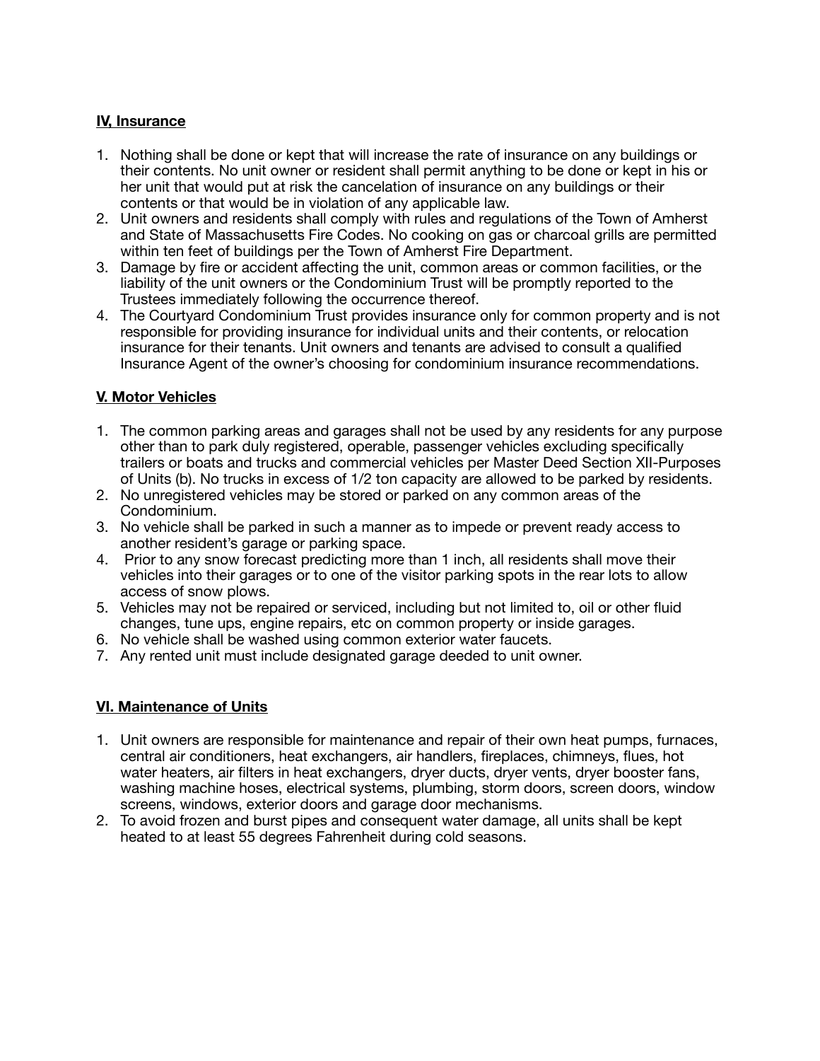## **IV, Insurance**

1. Nothing shall be done or kept that will increase the rate of insurance on any buildings or their contents. No unit owner or resident shall permit anything to be done or kept in his or her unit that would put at risk the cancelation of insurance on any buildings or their contents or that would be in violation of any applicable law.
2. Unit owners and residents shall comply with rules and regulations of the Town of Amherst and State of Massachusetts Fire Codes. No cooking on gas or charcoal grills are permitted within ten feet of buildings per the Town of Amherst Fire Department.
3. Damage by fire or accident affecting the unit, common areas or common facilities, or the liability of the unit owners or the Condominium Trust will be promptly reported to the Trustees immediately following the occurrence thereof.
4. The Courtyard Condominium Trust provides insurance only for common property and is not responsible for providing insurance for individual units and their contents, or relocation insurance for their tenants. Unit owners and tenants are advised to consult a qualified Insurance Agent of the owner's choosing for condominium insurance recommendations.

## **V. Motor Vehicles**

1. The common parking areas and garages shall not be used by any residents for any purpose other than to park duly registered, operable, passenger vehicles excluding specifically trailers or boats and trucks and commercial vehicles per Master Deed Section XII-Purposes of Units (b). No trucks in excess of 1/2 ton capacity are allowed to be parked by residents.
2. No unregistered vehicles may be stored or parked on any common areas of the Condominium.
3. No vehicle shall be parked in such a manner as to impede or prevent ready access to another resident's garage or parking space.
4. Prior to any snow forecast predicting more than 1 inch, all residents shall move their vehicles into their garages or to one of the visitor parking spots in the rear lots to allow access of snow plows.
5. Vehicles may not be repaired or serviced, including but not limited to, oil or other fluid changes, tune ups, engine repairs, etc on common property or inside garages.
6. No vehicle shall be washed using common exterior water faucets.
7. Any rented unit must include designated garage deeded to unit owner.

## **VI. Maintenance of Units**

1. Unit owners are responsible for maintenance and repair of their own heat pumps, furnaces, central air conditioners, heat exchangers, air handlers, fireplaces, chimneys, flues, hot water heaters, air filters in heat exchangers, dryer ducts, dryer vents, dryer booster fans, washing machine hoses, electrical systems, plumbing, storm doors, screen doors, window screens, windows, exterior doors and garage door mechanisms.
2. To avoid frozen and burst pipes and consequent water damage, all units shall be kept heated to at least 55 degrees Fahrenheit during cold seasons.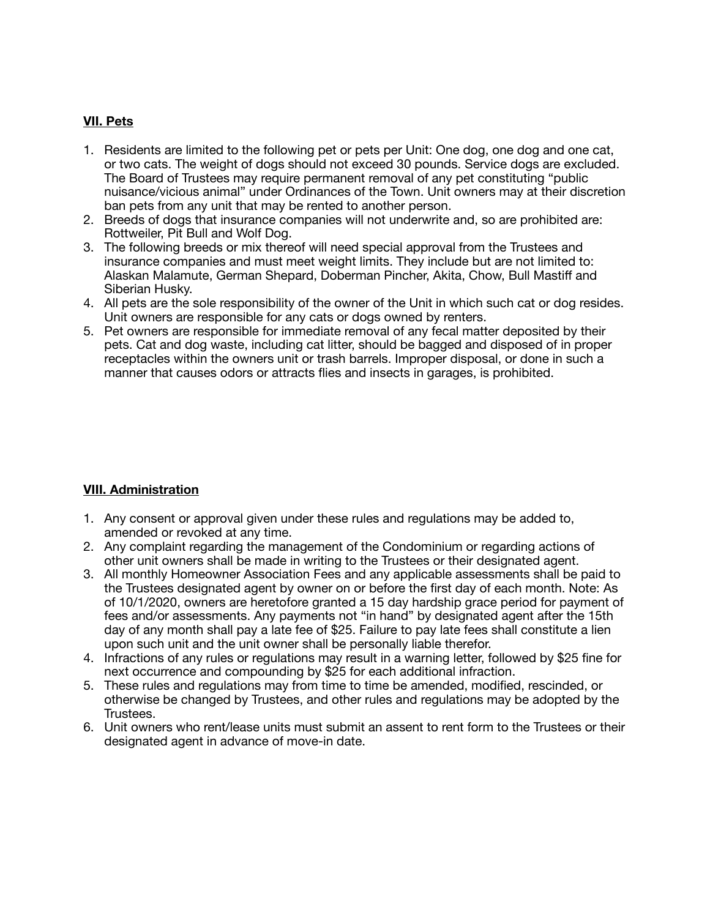## **VII. Pets**

1. Residents are limited to the following pet or pets per Unit: One dog, one dog and one cat, or two cats. The weight of dogs should not exceed 30 pounds. Service dogs are excluded. The Board of Trustees may require permanent removal of any pet constituting "public nuisance/vicious animal" under Ordinances of the Town. Unit owners may at their discretion ban pets from any unit that may be rented to another person.
2. Breeds of dogs that insurance companies will not underwrite and, so are prohibited are: Rottweiler, Pit Bull and Wolf Dog.
3. The following breeds or mix thereof will need special approval from the Trustees and insurance companies and must meet weight limits. They include but are not limited to: Alaskan Malamute, German Shepard, Doberman Pincher, Akita, Chow, Bull Mastiff and Siberian Husky.
4. All pets are the sole responsibility of the owner of the Unit in which such cat or dog resides. Unit owners are responsible for any cats or dogs owned by renters.
5. Pet owners are responsible for immediate removal of any fecal matter deposited by their pets. Cat and dog waste, including cat litter, should be bagged and disposed of in proper receptacles within the owners unit or trash barrels. Improper disposal, or done in such a manner that causes odors or attracts flies and insects in garages, is prohibited.

## **VIII. Administration**

1. Any consent or approval given under these rules and regulations may be added to, amended or revoked at any time.
2. Any complaint regarding the management of the Condominium or regarding actions of other unit owners shall be made in writing to the Trustees or their designated agent.
3. All monthly Homeowner Association Fees and any applicable assessments shall be paid to the Trustees designated agent by owner on or before the first day of each month. Note: As of 10/1/2020, owners are heretofore granted a 15 day hardship grace period for payment of fees and/or assessments. Any payments not "in hand" by designated agent after the 15th day of any month shall pay a late fee of $25. Failure to pay late fees shall constitute a lien upon such unit and the unit owner shall be personally liable therefor.
4. Infractions of any rules or regulations may result in a warning letter, followed by $25 fine for next occurrence and compounding by $25 for each additional infraction.
5. These rules and regulations may from time to time be amended, modified, rescinded, or otherwise be changed by Trustees, and other rules and regulations may be adopted by the Trustees.
6. Unit owners who rent/lease units must submit an assent to rent form to the Trustees or their designated agent in advance of move-in date.